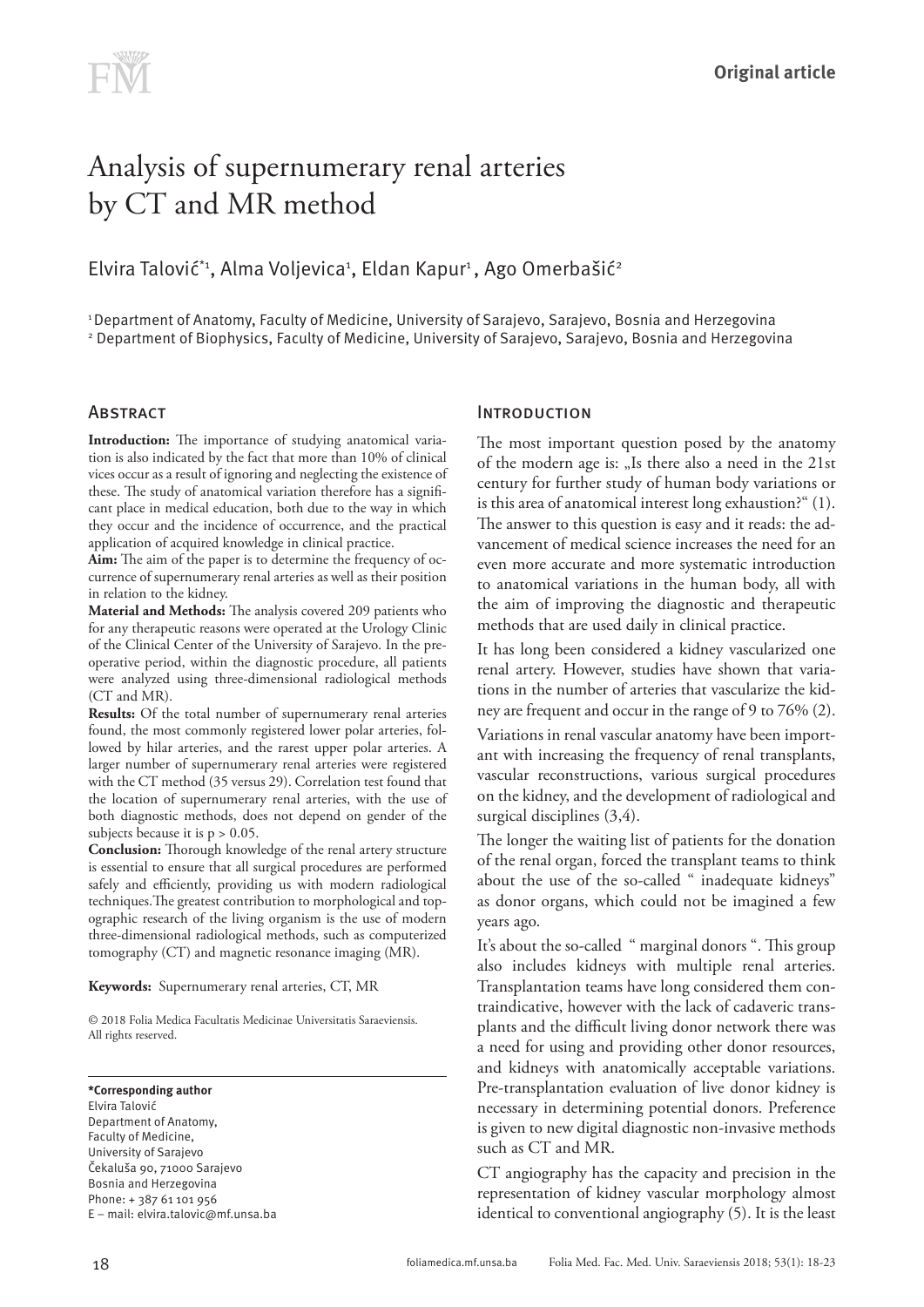Original article

# Analysis of supernumerary renal arteries by CT and MR method

Elvira Talović*[1], Alma Voljevica[1], Eldan Kapur[1], Ago Omerbašić[2]

[1] Department of Anatomy, Faculty of Medicine, University of Sarajevo, Sarajevo, Bosnia and Herzegovina
[2] Department of Biophysics, Faculty of Medicine, University of Sarajevo, Sarajevo, Bosnia and Herzegovina

## Abstract

**Introduction:** The importance of studying anatomical variation is also indicated by the fact that more than 10% of clinical vices occur as a result of ignoring and neglecting the existence of these. The study of anatomical variation therefore has a significant place in medical education, both due to the way in which they occur and the incidence of occurrence, and the practical application of acquired knowledge in clinical practice.

**Aim:** The aim of the paper is to determine the frequency of occurrence of supernumerary renal arteries as well as their position in relation to the kidney.

**Material and Methods:** The analysis covered 209 patients who for any therapeutic reasons were operated at the Urology Clinic of the Clinical Center of the University of Sarajevo. In the preoperative period, within the diagnostic procedure, all patients were analyzed using three-dimensional radiological methods (CT and MR).

**Results:** Of the total number of supernumerary renal arteries found, the most commonly registered lower polar arteries, followed by hilar arteries, and the rarest upper polar arteries. A larger number of supernumerary renal arteries were registered with the CT method (35 versus 29). Correlation test found that the location of supernumerary renal arteries, with the use of both diagnostic methods, does not depend on gender of the subjects because it is $p > 0.05$.

**Conclusion:** Thorough knowledge of the renal artery structure is essential to ensure that all surgical procedures are performed safely and efficiently, providing us with modern radiological techniques.The greatest contribution to morphological and topographic research of the living organism is the use of modern three-dimensional radiological methods, such as computerized tomography (CT) and magnetic resonance imaging (MR).

**Keywords:** Supernumerary renal arteries, CT, MR

© 2018 Folia Medica Facultatis Medicinae Universitatis Saraeviensis. All rights reserved.

**\*Corresponding author**
Elvira Talović
Department of Anatomy,
Faculty of Medicine,
University of Sarajevo
Čekaluša 90, 71000 Sarajevo
Bosnia and Herzegovina
Phone: + 387 61 101 956
E – mail: elvira.talovic@mf.unsa.ba

## Introduction

The most important question posed by the anatomy of the modern age is: „Is there also a need in the 21st century for further study of human body variations or is this area of anatomical interest long exhaustion?" (1). The answer to this question is easy and it reads: the advancement of medical science increases the need for an even more accurate and more systematic introduction to anatomical variations in the human body, all with the aim of improving the diagnostic and therapeutic methods that are used daily in clinical practice.

It has long been considered a kidney vascularized one renal artery. However, studies have shown that variations in the number of arteries that vascularize the kidney are frequent and occur in the range of 9 to 76% (2).

Variations in renal vascular anatomy have been important with increasing the frequency of renal transplants, vascular reconstructions, various surgical procedures on the kidney, and the development of radiological and surgical disciplines (3,4).

The longer the waiting list of patients for the donation of the renal organ, forced the transplant teams to think about the use of the so-called " inadequate kidneys" as donor organs, which could not be imagined a few years ago.

It's about the so-called " marginal donors ". This group also includes kidneys with multiple renal arteries. Transplantation teams have long considered them contraindicative, however with the lack of cadaveric transplants and the difficult living donor network there was a need for using and providing other donor resources, and kidneys with anatomically acceptable variations. Pre-transplantation evaluation of live donor kidney is necessary in determining potential donors. Preference is given to new digital diagnostic non-invasive methods such as CT and MR.

CT angiography has the capacity and precision in the representation of kidney vascular morphology almost identical to conventional angiography (5). It is the least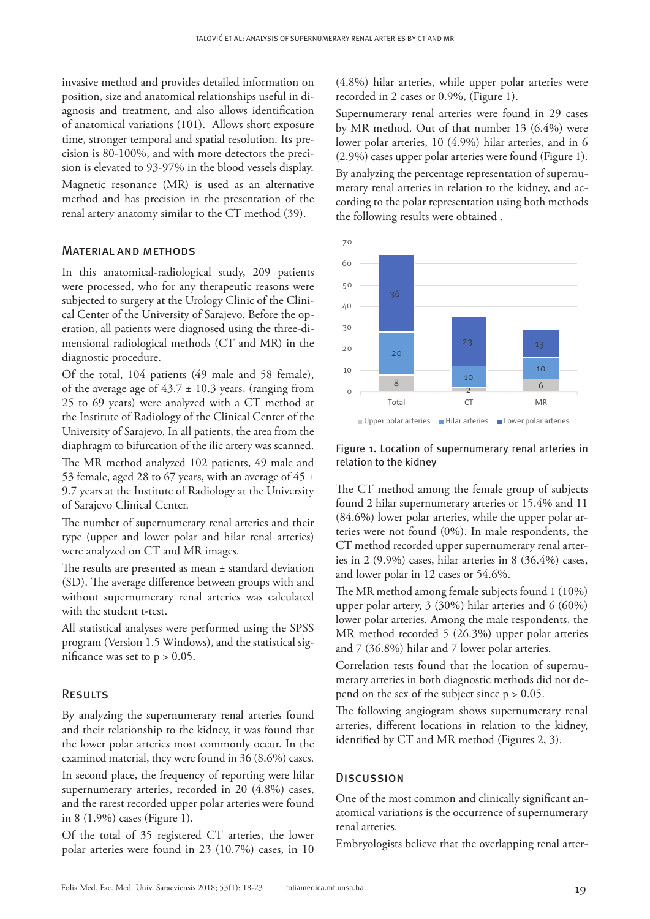invasive method and provides detailed information on position, size and anatomical relationships useful in diagnosis and treatment, and also allows identification of anatomical variations (101). Allows short exposure time, stronger temporal and spatial resolution. Its precision is 80-100%, and with more detectors the precision is elevated to 93-97% in the blood vessels display.

Magnetic resonance (MR) is used as an alternative method and has precision in the presentation of the renal artery anatomy similar to the CT method (39).

## Material and methods

In this anatomical-radiological study, 209 patients were processed, who for any therapeutic reasons were subjected to surgery at the Urology Clinic of the Clinical Center of the University of Sarajevo. Before the operation, all patients were diagnosed using the three-dimensional radiological methods (CT and MR) in the diagnostic procedure.

Of the total, 104 patients (49 male and 58 female), of the average age of 43.7 ± 10.3 years, (ranging from 25 to 69 years) were analyzed with a CT method at the Institute of Radiology of the Clinical Center of the University of Sarajevo. In all patients, the area from the diaphragm to bifurcation of the ilic artery was scanned.

The MR method analyzed 102 patients, 49 male and 53 female, aged 28 to 67 years, with an average of 45 ± 9.7 years at the Institute of Radiology at the University of Sarajevo Clinical Center.

The number of supernumerary renal arteries and their type (upper and lower polar and hilar renal arteries) were analyzed on CT and MR images.

The results are presented as mean ± standard deviation (SD). The average difference between groups with and without supernumerary renal arteries was calculated with the student t-test.

All statistical analyses were performed using the SPSS program (Version 1.5 Windows), and the statistical significance was set to $p > 0.05$.

## Results

By analyzing the supernumerary renal arteries found and their relationship to the kidney, it was found that the lower polar arteries most commonly occur. In the examined material, they were found in 36 (8.6%) cases.

In second place, the frequency of reporting were hilar supernumerary arteries, recorded in 20 (4.8%) cases, and the rarest recorded upper polar arteries were found in 8 (1.9%) cases (Figure 1).

Of the total of 35 registered CT arteries, the lower polar arteries were found in 23 (10.7%) cases, in 10 (4.8%) hilar arteries, while upper polar arteries were recorded in 2 cases or 0.9%, (Figure 1).

Supernumerary renal arteries were found in 29 cases by MR method. Out of that number 13 (6.4%) were lower polar arteries, 10 (4.9%) hilar arteries, and in 6 (2.9%) cases upper polar arteries were found (Figure 1).

By analyzing the percentage representation of supernumerary renal arteries in relation to the kidney, and according to the polar representation using both methods the following results were obtained .

| | Upper polar arteries | Hilar arteries | Lower polar arteries |
|---|---|---|---|
| Total | 8 | 20 | 36 |
| CT | 2 | 10 | 23 |
| MR | 6 | 10 | 13 |

Figure 1. Location of supernumerary renal arteries in relation to the kidney

The CT method among the female group of subjects found 2 hilar supernumerary arteries or 15.4% and 11 (84.6%) lower polar arteries, while the upper polar arteries were not found (0%). In male respondents, the CT method recorded upper supernumerary renal arteries in 2 (9.9%) cases, hilar arteries in 8 (36.4%) cases, and lower polar in 12 cases or 54.6%.

The MR method among female subjects found 1 (10%) upper polar artery, 3 (30%) hilar arteries and 6 (60%) lower polar arteries. Among the male respondents, the MR method recorded 5 (26.3%) upper polar arteries and 7 (36.8%) hilar and 7 lower polar arteries.

Correlation tests found that the location of supernumerary arteries in both diagnostic methods did not depend on the sex of the subject since $p > 0.05$.

The following angiogram shows supernumerary renal arteries, different locations in relation to the kidney, identified by CT and MR method (Figures 2, 3).

## Discussion

One of the most common and clinically significant anatomical variations is the occurrence of supernumerary renal arteries.

Embryologists believe that the overlapping renal arter-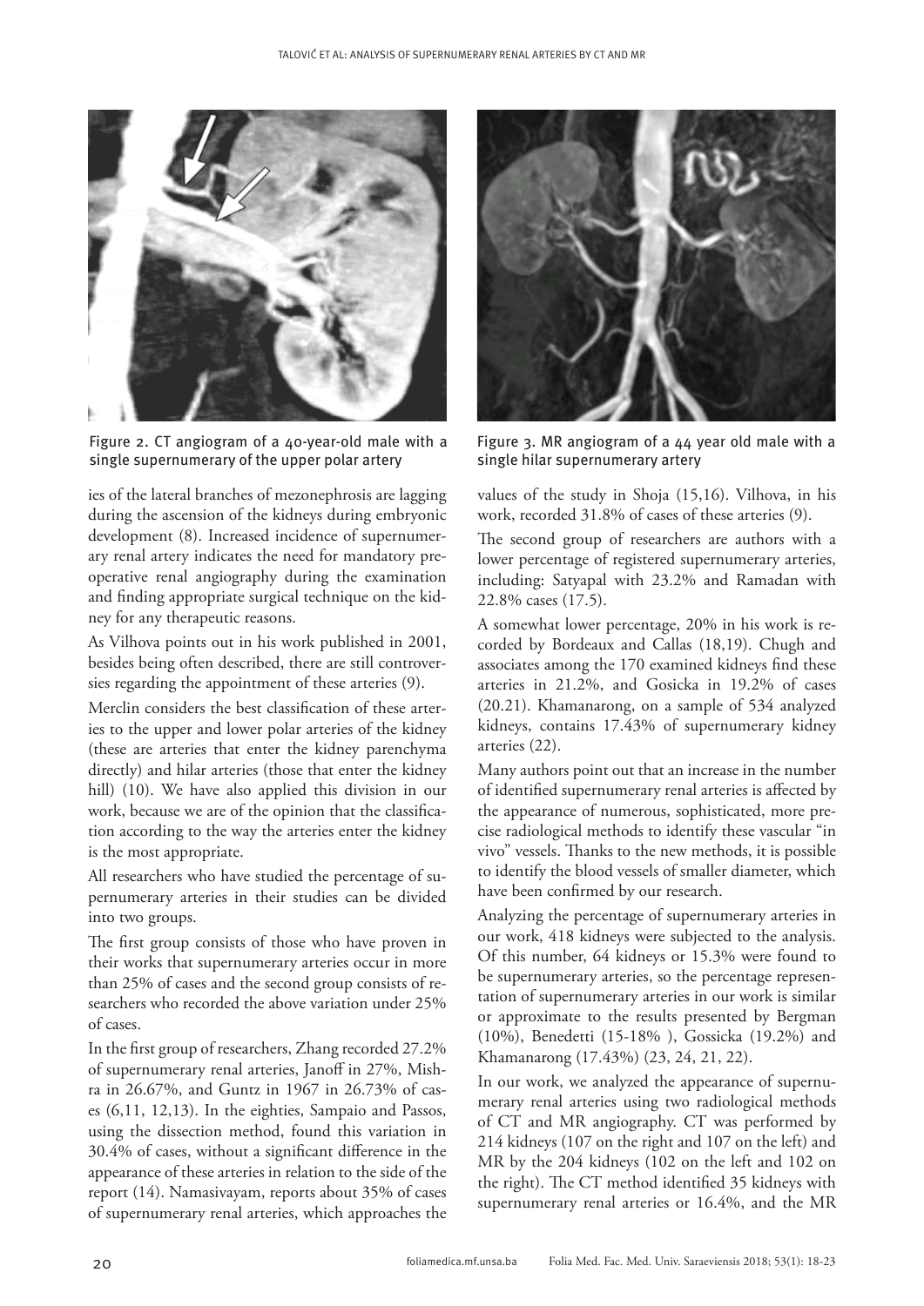Figure 2. CT angiogram of a 40-year-old male with a single supernumerary of the upper polar artery

Figure 3. MR angiogram of a 44 year old male with a single hilar supernumerary artery

ies of the lateral branches of mezonephrosis are lagging during the ascension of the kidneys during embryonic development (8). Increased incidence of supernumerary renal artery indicates the need for mandatory preoperative renal angiography during the examination and finding appropriate surgical technique on the kidney for any therapeutic reasons.

As Vilhova points out in his work published in 2001, besides being often described, there are still controversies regarding the appointment of these arteries (9).

Merclin considers the best classification of these arteries to the upper and lower polar arteries of the kidney (these are arteries that enter the kidney parenchyma directly) and hilar arteries (those that enter the kidney hill) (10). We have also applied this division in our work, because we are of the opinion that the classification according to the way the arteries enter the kidney is the most appropriate.

All researchers who have studied the percentage of supernumerary arteries in their studies can be divided into two groups.

The first group consists of those who have proven in their works that supernumerary arteries occur in more than 25% of cases and the second group consists of researchers who recorded the above variation under 25% of cases.

In the first group of researchers, Zhang recorded 27.2% of supernumerary renal arteries, Janoff in 27%, Mishra in 26.67%, and Guntz in 1967 in 26.73% of cases (6,11, 12,13). In the eighties, Sampaio and Passos, using the dissection method, found this variation in 30.4% of cases, without a significant difference in the appearance of these arteries in relation to the side of the report (14). Namasivayam, reports about 35% of cases of supernumerary renal arteries, which approaches the values of the study in Shoja (15,16). Vilhova, in his work, recorded 31.8% of cases of these arteries (9).

The second group of researchers are authors with a lower percentage of registered supernumerary arteries, including: Satyapal with 23.2% and Ramadan with 22.8% cases (17.5).

A somewhat lower percentage, 20% in his work is recorded by Bordeaux and Callas (18,19). Chugh and associates among the 170 examined kidneys find these arteries in 21.2%, and Gosicka in 19.2% of cases (20.21). Khamanarong, on a sample of 534 analyzed kidneys, contains 17.43% of supernumerary kidney arteries (22).

Many authors point out that an increase in the number of identified supernumerary renal arteries is affected by the appearance of numerous, sophisticated, more precise radiological methods to identify these vascular "in vivo" vessels. Thanks to the new methods, it is possible to identify the blood vessels of smaller diameter, which have been confirmed by our research.

Analyzing the percentage of supernumerary arteries in our work, 418 kidneys were subjected to the analysis. Of this number, 64 kidneys or 15.3% were found to be supernumerary arteries, so the percentage representation of supernumerary arteries in our work is similar or approximate to the results presented by Bergman (10%), Benedetti (15-18% ), Gossicka (19.2%) and Khamanarong (17.43%) (23, 24, 21, 22).

In our work, we analyzed the appearance of supernumerary renal arteries using two radiological methods of CT and MR angiography. CT was performed by 214 kidneys (107 on the right and 107 on the left) and MR by the 204 kidneys (102 on the left and 102 on the right). The CT method identified 35 kidneys with supernumerary renal arteries or 16.4%, and the MR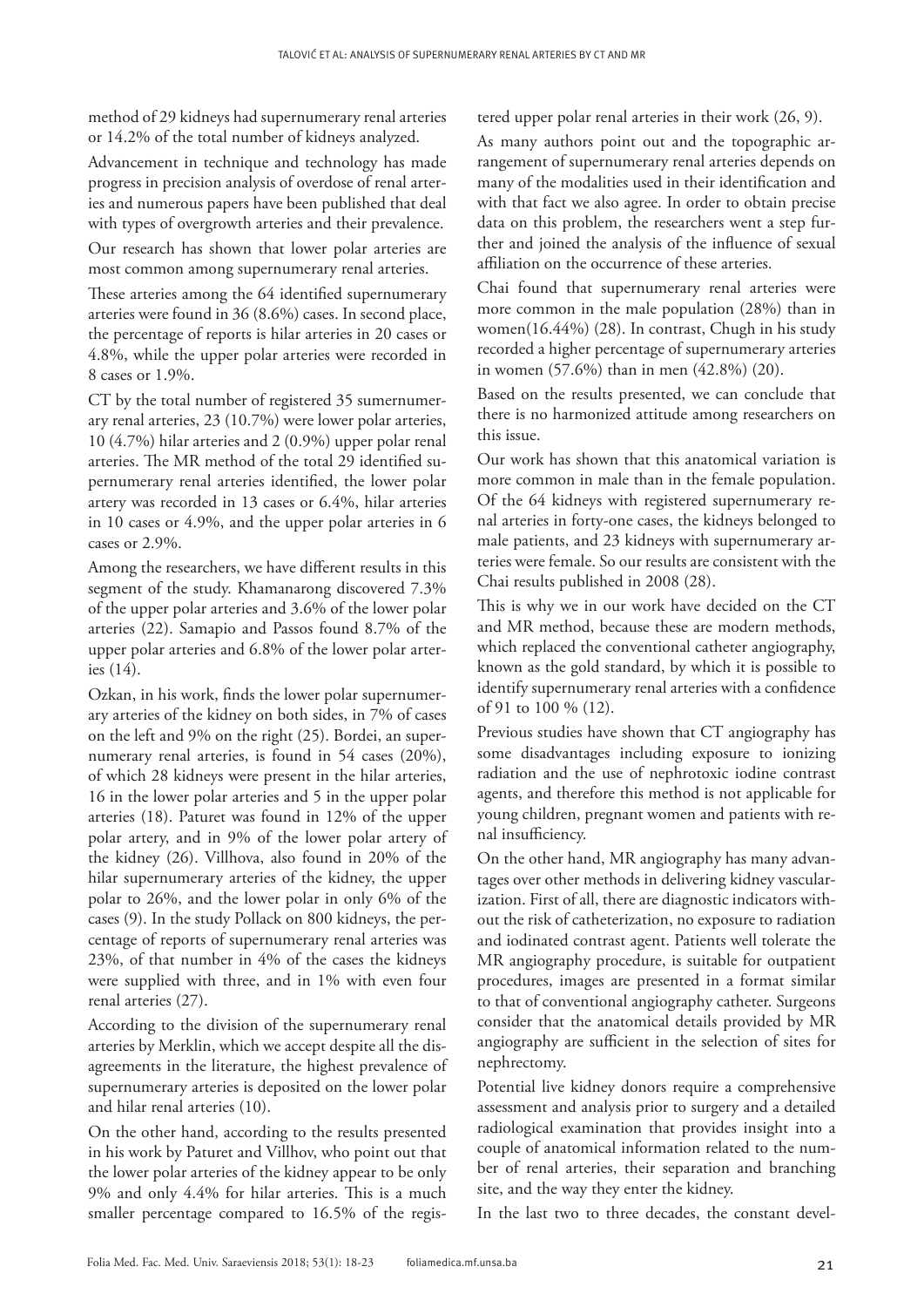method of 29 kidneys had supernumerary renal arteries or 14.2% of the total number of kidneys analyzed.

Advancement in technique and technology has made progress in precision analysis of overdose of renal arteries and numerous papers have been published that deal with types of overgrowth arteries and their prevalence.

Our research has shown that lower polar arteries are most common among supernumerary renal arteries.

These arteries among the 64 identified supernumerary arteries were found in 36 (8.6%) cases. In second place, the percentage of reports is hilar arteries in 20 cases or 4.8%, while the upper polar arteries were recorded in 8 cases or 1.9%.

CT by the total number of registered 35 sumernumerary renal arteries, 23 (10.7%) were lower polar arteries, 10 (4.7%) hilar arteries and 2 (0.9%) upper polar renal arteries. The MR method of the total 29 identified supernumerary renal arteries identified, the lower polar artery was recorded in 13 cases or 6.4%, hilar arteries in 10 cases or 4.9%, and the upper polar arteries in 6 cases or 2.9%.

Among the researchers, we have different results in this segment of the study. Khamanarong discovered 7.3% of the upper polar arteries and 3.6% of the lower polar arteries (22). Samapio and Passos found 8.7% of the upper polar arteries and 6.8% of the lower polar arteries (14).

Ozkan, in his work, finds the lower polar supernumerary arteries of the kidney on both sides, in 7% of cases on the left and 9% on the right (25). Bordei, an supernumerary renal arteries, is found in 54 cases (20%), of which 28 kidneys were present in the hilar arteries, 16 in the lower polar arteries and 5 in the upper polar arteries (18). Paturet was found in 12% of the upper polar artery, and in 9% of the lower polar artery of the kidney (26). Villhova, also found in 20% of the hilar supernumerary arteries of the kidney, the upper polar to 26%, and the lower polar in only 6% of the cases (9). In the study Pollack on 800 kidneys, the percentage of reports of supernumerary renal arteries was 23%, of that number in 4% of the cases the kidneys were supplied with three, and in 1% with even four renal arteries (27).

According to the division of the supernumerary renal arteries by Merklin, which we accept despite all the disagreements in the literature, the highest prevalence of supernumerary arteries is deposited on the lower polar and hilar renal arteries (10).

On the other hand, according to the results presented in his work by Paturet and Villhov, who point out that the lower polar arteries of the kidney appear to be only 9% and only 4.4% for hilar arteries. This is a much smaller percentage compared to 16.5% of the registered upper polar renal arteries in their work (26, 9).

As many authors point out and the topographic arrangement of supernumerary renal arteries depends on many of the modalities used in their identification and with that fact we also agree. In order to obtain precise data on this problem, the researchers went a step further and joined the analysis of the influence of sexual affiliation on the occurrence of these arteries.

Chai found that supernumerary renal arteries were more common in the male population (28%) than in women(16.44%) (28). In contrast, Chugh in his study recorded a higher percentage of supernumerary arteries in women (57.6%) than in men (42.8%) (20).

Based on the results presented, we can conclude that there is no harmonized attitude among researchers on this issue.

Our work has shown that this anatomical variation is more common in male than in the female population. Of the 64 kidneys with registered supernumerary renal arteries in forty-one cases, the kidneys belonged to male patients, and 23 kidneys with supernumerary arteries were female. So our results are consistent with the Chai results published in 2008 (28).

This is why we in our work have decided on the CT and MR method, because these are modern methods, which replaced the conventional catheter angiography, known as the gold standard, by which it is possible to identify supernumerary renal arteries with a confidence of 91 to 100 % (12).

Previous studies have shown that CT angiography has some disadvantages including exposure to ionizing radiation and the use of nephrotoxic iodine contrast agents, and therefore this method is not applicable for young children, pregnant women and patients with renal insufficiency.

On the other hand, MR angiography has many advantages over other methods in delivering kidney vascularization. First of all, there are diagnostic indicators without the risk of catheterization, no exposure to radiation and iodinated contrast agent. Patients well tolerate the MR angiography procedure, is suitable for outpatient procedures, images are presented in a format similar to that of conventional angiography catheter. Surgeons consider that the anatomical details provided by MR angiography are sufficient in the selection of sites for nephrectomy.

Potential live kidney donors require a comprehensive assessment and analysis prior to surgery and a detailed radiological examination that provides insight into a couple of anatomical information related to the number of renal arteries, their separation and branching site, and the way they enter the kidney.

In the last two to three decades, the constant devel-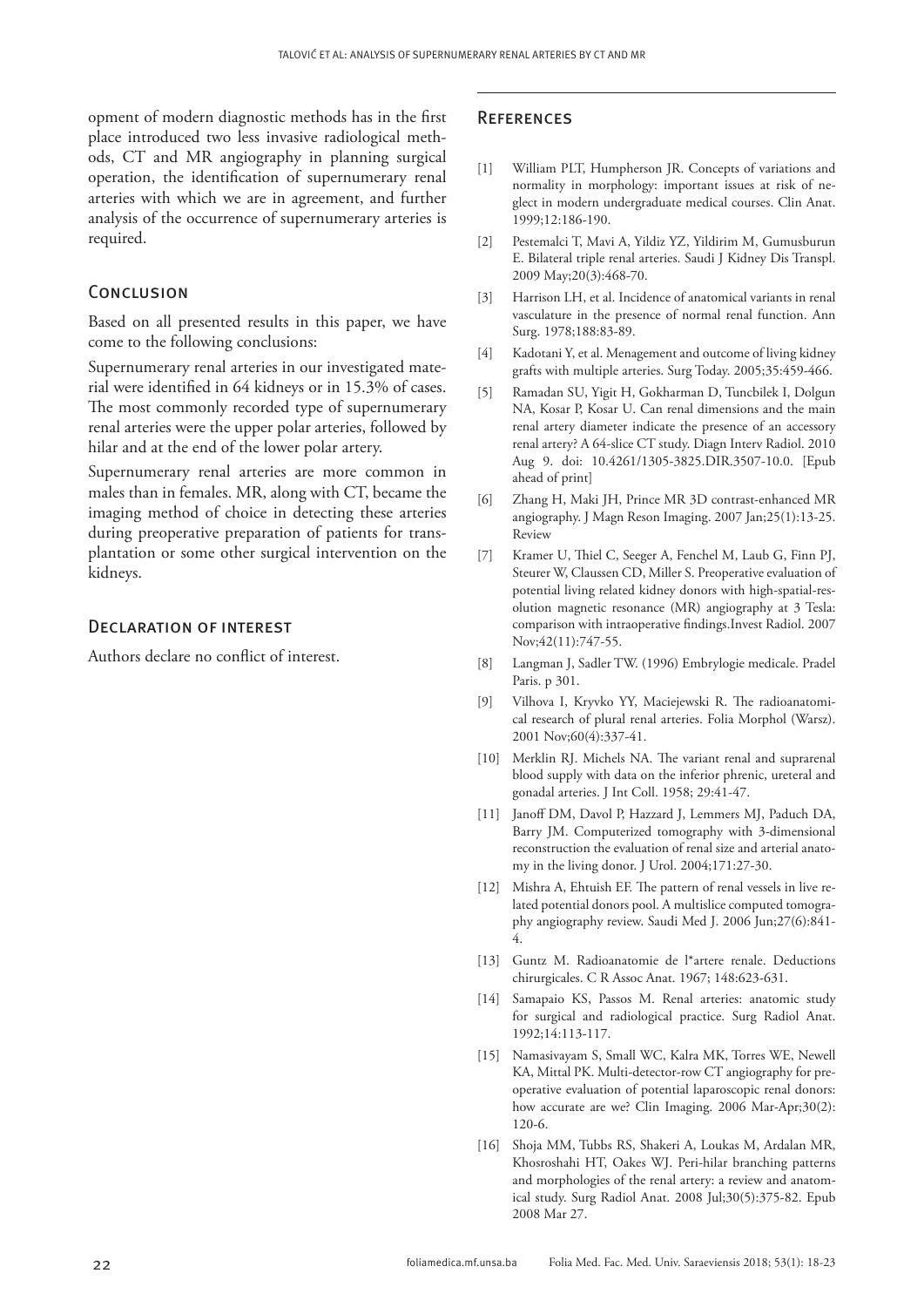opment of modern diagnostic methods has in the first place introduced two less invasive radiological methods, CT and MR angiography in planning surgical operation, the identification of supernumerary renal arteries with which we are in agreement, and further analysis of the occurrence of supernumerary arteries is required.

## Conclusion

Based on all presented results in this paper, we have come to the following conclusions:

Supernumerary renal arteries in our investigated material were identified in 64 kidneys or in 15.3% of cases. The most commonly recorded type of supernumerary renal arteries were the upper polar arteries, followed by hilar and at the end of the lower polar artery.

Supernumerary renal arteries are more common in males than in females. MR, along with CT, became the imaging method of choice in detecting these arteries during preoperative preparation of patients for transplantation or some other surgical intervention on the kidneys.

## Declaration of interest

Authors declare no conflict of interest.

## References

[1] William PLT, Humpherson JR. Concepts of variations and normality in morphology: important issues at risk of neglect in modern undergraduate medical courses. Clin Anat. 1999;12:186-190.

[2] Pestemalci T, Mavi A, Yildiz YZ, Yildirim M, Gumusburun E. Bilateral triple renal arteries. Saudi J Kidney Dis Transpl. 2009 May;20(3):468-70.

[3] Harrison LH, et al. Incidence of anatomical variants in renal vasculature in the presence of normal renal function. Ann Surg. 1978;188:83-89.

[4] Kadotani Y, et al. Menagement and outcome of living kidney grafts with multiple arteries. Surg Today. 2005;35:459-466.

[5] Ramadan SU, Yigit H, Gokharman D, Tuncbilek I, Dolgun NA, Kosar P, Kosar U. Can renal dimensions and the main renal artery diameter indicate the presence of an accessory renal artery? A 64-slice CT study. Diagn Interv Radiol. 2010 Aug 9. doi: 10.4261/1305-3825.DIR.3507-10.0. [Epub ahead of print]

[6] Zhang H, Maki JH, Prince MR 3D contrast-enhanced MR angiography. J Magn Reson Imaging. 2007 Jan;25(1):13-25. Review

[7] Kramer U, Thiel C, Seeger A, Fenchel M, Laub G, Finn PJ, Steurer W, Claussen CD, Miller S. Preoperative evaluation of potential living related kidney donors with high-spatial-resolution magnetic resonance (MR) angiography at 3 Tesla: comparison with intraoperative findings.Invest Radiol. 2007 Nov;42(11):747-55.

[8] Langman J, Sadler TW. (1996) Embrylogie medicale. Pradel Paris. p 301.

[9] Vilhova I, Kryvko YY, Maciejewski R. The radioanatomical research of plural renal arteries. Folia Morphol (Warsz). 2001 Nov;60(4):337-41.

[10] Merklin RJ. Michels NA. The variant renal and suprarenal blood supply with data on the inferior phrenic, ureteral and gonadal arteries. J Int Coll. 1958; 29:41-47.

[11] Janoff DM, Davol P, Hazzard J, Lemmers MJ, Paduch DA, Barry JM. Computerized tomography with 3-dimensional reconstruction the evaluation of renal size and arterial anatomy in the living donor. J Urol. 2004;171:27-30.

[12] Mishra A, Ehtuish EF. The pattern of renal vessels in live related potential donors pool. A multislice computed tomography angiography review. Saudi Med J. 2006 Jun;27(6):841-4.

[13] Guntz M. Radioanatomie de l*artere renale. Deductions chirurgicales. C R Assoc Anat. 1967; 148:623-631.

[14] Samapaio KS, Passos M. Renal arteries: anatomic study for surgical and radiological practice. Surg Radiol Anat. 1992;14:113-117.

[15] Namasivayam S, Small WC, Kalra MK, Torres WE, Newell KA, Mittal PK. Multi-detector-row CT angiography for preoperative evaluation of potential laparoscopic renal donors: how accurate are we? Clin Imaging. 2006 Mar-Apr;30(2): 120-6.

[16] Shoja MM, Tubbs RS, Shakeri A, Loukas M, Ardalan MR, Khosroshahi HT, Oakes WJ. Peri-hilar branching patterns and morphologies of the renal artery: a review and anatomical study. Surg Radiol Anat. 2008 Jul;30(5):375-82. Epub 2008 Mar 27.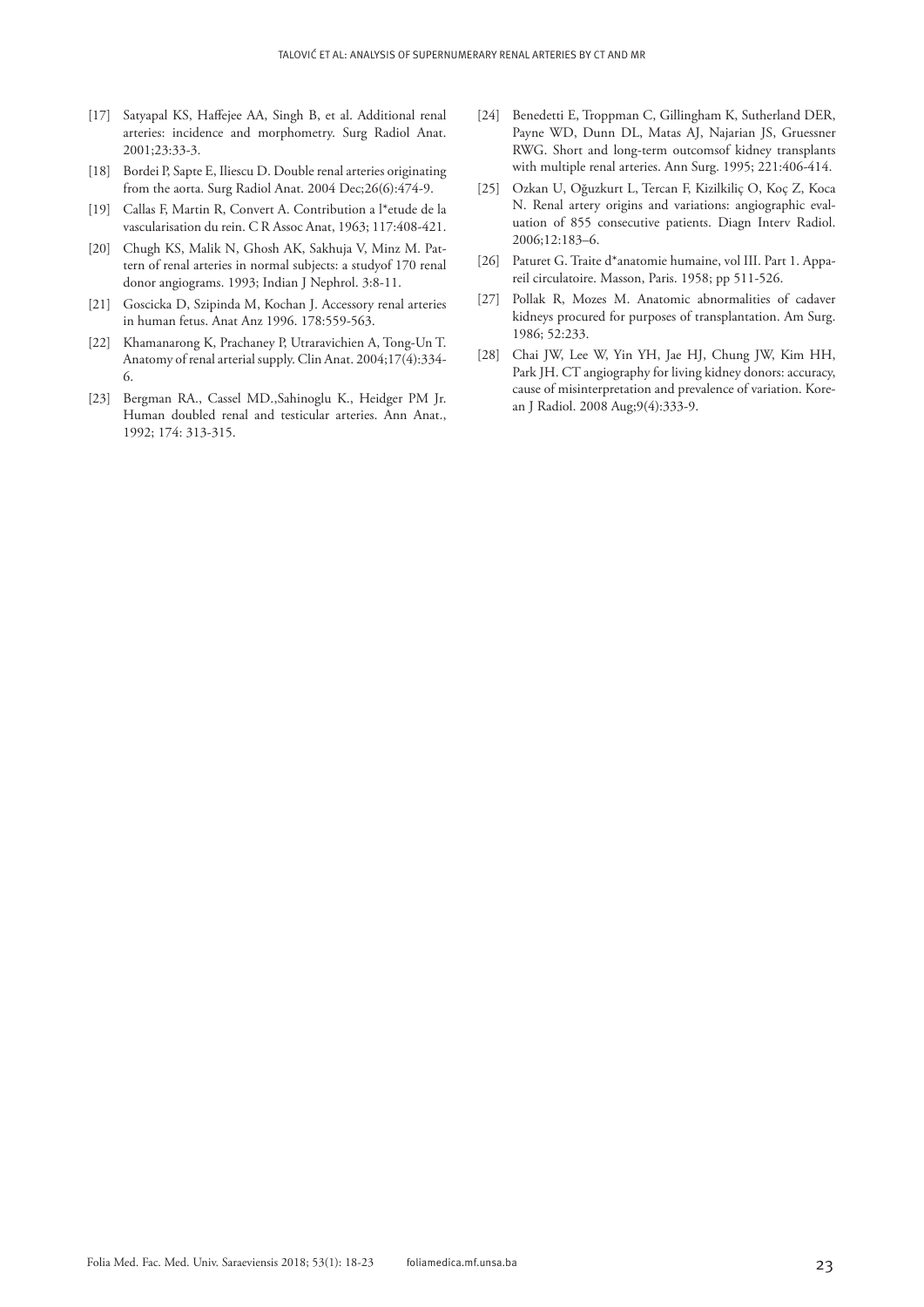[17] Satyapal KS, Haffejee AA, Singh B, et al. Additional renal arteries: incidence and morphometry. Surg Radiol Anat. 2001;23:33-3.

[18] Bordei P, Sapte E, Iliescu D. Double renal arteries originating from the aorta. Surg Radiol Anat. 2004 Dec;26(6):474-9.

[19] Callas F, Martin R, Convert A. Contribution a l*etude de la vascularisation du rein. C R Assoc Anat, 1963; 117:408-421.

[20] Chugh KS, Malik N, Ghosh AK, Sakhuja V, Minz M. Pattern of renal arteries in normal subjects: a studyof 170 renal donor angiograms. 1993; Indian J Nephrol. 3:8-11.

[21] Goscicka D, Szipinda M, Kochan J. Accessory renal arteries in human fetus. Anat Anz 1996. 178:559-563.

[22] Khamanarong K, Prachaney P, Utraravichien A, Tong-Un T. Anatomy of renal arterial supply. Clin Anat. 2004;17(4):334-6.

[23] Bergman RA., Cassel MD.,Sahinoglu K., Heidger PM Jr. Human doubled renal and testicular arteries. Ann Anat., 1992; 174: 313-315.

[24] Benedetti E, Troppman C, Gillingham K, Sutherland DER, Payne WD, Dunn DL, Matas AJ, Najarian JS, Gruessner RWG. Short and long-term outcomsof kidney transplants with multiple renal arteries. Ann Surg. 1995; 221:406-414.

[25] Ozkan U, Oğuzkurt L, Tercan F, Kizilkiliç O, Koç Z, Koca N. Renal artery origins and variations: angiographic evaluation of 855 consecutive patients. Diagn Interv Radiol. 2006;12:183–6.

[26] Paturet G. Traite d*anatomie humaine, vol III. Part 1. Appareil circulatoire. Masson, Paris. 1958; pp 511-526.

[27] Pollak R, Mozes M. Anatomic abnormalities of cadaver kidneys procured for purposes of transplantation. Am Surg. 1986; 52:233.

[28] Chai JW, Lee W, Yin YH, Jae HJ, Chung JW, Kim HH, Park JH. CT angiography for living kidney donors: accuracy, cause of misinterpretation and prevalence of variation. Korean J Radiol. 2008 Aug;9(4):333-9.